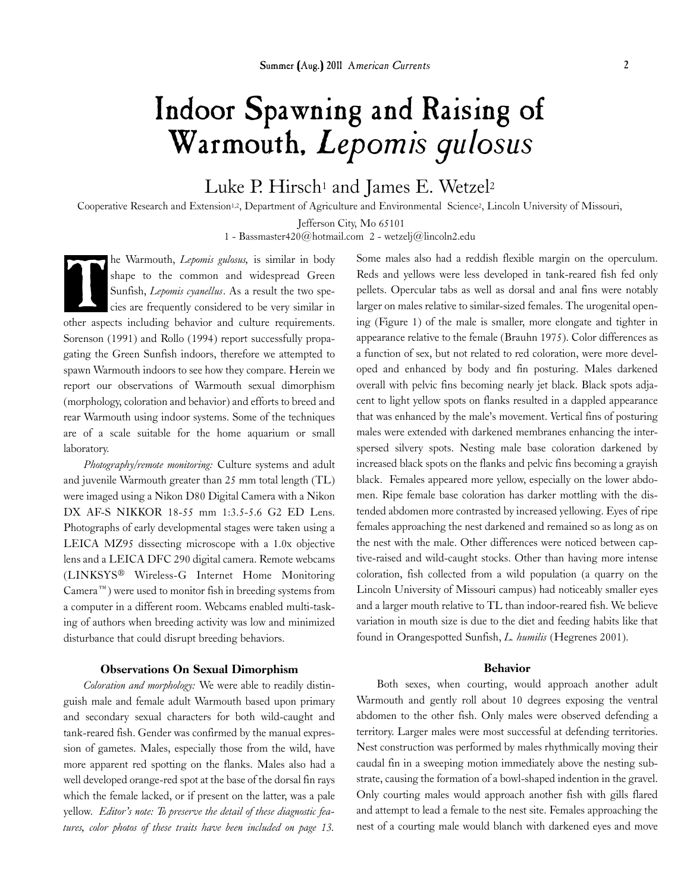# Indoor Spawning and Raising of Warmouth, *Lepomis gulosus*

Luke P. Hirsch[1] and James E. Wetzel[2]

Cooperative Research and Extension[1,2], Department of Agriculture and Environmental Science[2], Lincoln University of Missouri, Jefferson City, Mo 65101

1 - Bassmaster420@hotmail.com 2 - wetzelj@lincoln2.edu

The Warmouth, *Lepomis gulosus,* is similar in body shape to the common and widespread Green Sunfish, *Lepomis cyanellus*. As a result the two species are frequently considered to be very similar in other aspects including behavior and culture requirements. Sorenson (1991) and Rollo (1994) report successfully propagating the Green Sunfish indoors, therefore we attempted to spawn Warmouth indoors to see how they compare. Herein we report our observations of Warmouth sexual dimorphism (morphology, coloration and behavior) and efforts to breed and rear Warmouth using indoor systems. Some of the techniques are of a scale suitable for the home aquarium or small laboratory.

*Photography/remote monitoring:* Culture systems and adult and juvenile Warmouth greater than 25 mm total length (TL) were imaged using a Nikon D80 Digital Camera with a Nikon DX AF-S NIKKOR 18-55 mm 1:3.5-5.6 G2 ED Lens. Photographs of early developmental stages were taken using a LEICA MZ95 dissecting microscope with a 1.0x objective lens and a LEICA DFC 290 digital camera. Remote webcams (LINKSYS® Wireless-G Internet Home Monitoring Camera™) were used to monitor fish in breeding systems from a computer in a different room. Webcams enabled multi-tasking of authors when breeding activity was low and minimized disturbance that could disrupt breeding behaviors.

### Observations On Sexual Dimorphism

*Coloration and morphology:* We were able to readily distinguish male and female adult Warmouth based upon primary and secondary sexual characters for both wild-caught and tank-reared fish. Gender was confirmed by the manual expression of gametes. Males, especially those from the wild, have more apparent red spotting on the flanks. Males also had a well developed orange-red spot at the base of the dorsal fin rays which the female lacked, or if present on the latter, was a pale yellow. *Editor's note: To preserve the detail of these diagnostic features, color photos of these traits have been included on page 13.* Some males also had a reddish flexible margin on the operculum. Reds and yellows were less developed in tank-reared fish fed only pellets. Opercular tabs as well as dorsal and anal fins were notably larger on males relative to similar-sized females. The urogenital opening (Figure 1) of the male is smaller, more elongate and tighter in appearance relative to the female (Brauhn 1975). Color differences as a function of sex, but not related to red coloration, were more developed and enhanced by body and fin posturing. Males darkened overall with pelvic fins becoming nearly jet black. Black spots adjacent to light yellow spots on flanks resulted in a dappled appearance that was enhanced by the male's movement. Vertical fins of posturing males were extended with darkened membranes enhancing the interspersed silvery spots. Nesting male base coloration darkened by increased black spots on the flanks and pelvic fins becoming a grayish black. Females appeared more yellow, especially on the lower abdomen. Ripe female base coloration has darker mottling with the distended abdomen more contrasted by increased yellowing. Eyes of ripe females approaching the nest darkened and remained so as long as on the nest with the male. Other differences were noticed between captive-raised and wild-caught stocks. Other than having more intense coloration, fish collected from a wild population (a quarry on the Lincoln University of Missouri campus) had noticeably smaller eyes and a larger mouth relative to TL than indoor-reared fish. We believe variation in mouth size is due to the diet and feeding habits like that found in Orangespotted Sunfish, *L. humilis* (Hegrenes 2001).

### Behavior

Both sexes, when courting, would approach another adult Warmouth and gently roll about 10 degrees exposing the ventral abdomen to the other fish. Only males were observed defending a territory. Larger males were most successful at defending territories. Nest construction was performed by males rhythmically moving their caudal fin in a sweeping motion immediately above the nesting substrate, causing the formation of a bowl-shaped indention in the gravel. Only courting males would approach another fish with gills flared and attempt to lead a female to the nest site. Females approaching the nest of a courting male would blanch with darkened eyes and move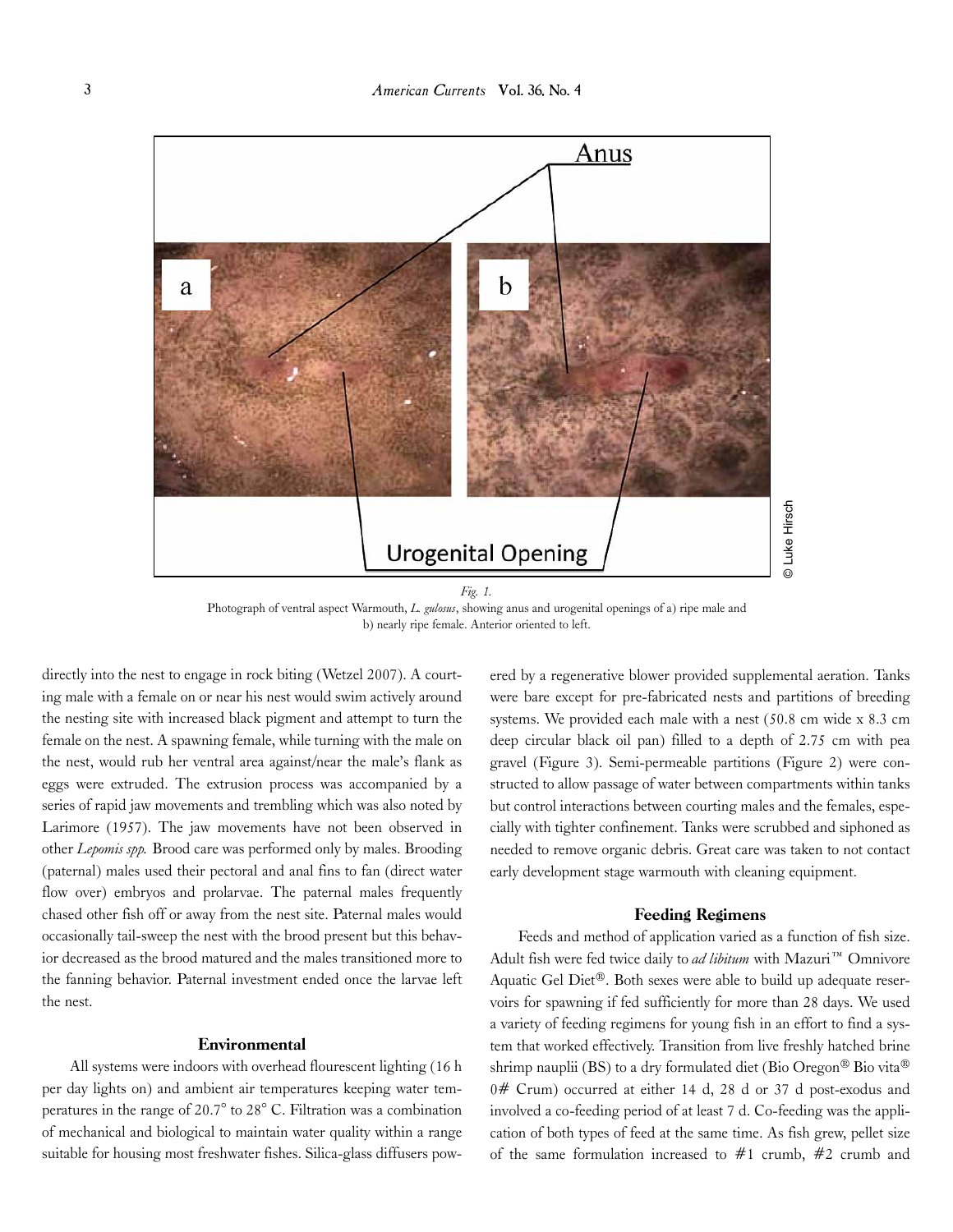*Fig. 1.*
Photograph of ventral aspect Warmouth, *L. gulosus*, showing anus and urogenital openings of a) ripe male and b) nearly ripe female. Anterior oriented to left.

directly into the nest to engage in rock biting (Wetzel 2007). A courting male with a female on or near his nest would swim actively around the nesting site with increased black pigment and attempt to turn the female on the nest. A spawning female, while turning with the male on the nest, would rub her ventral area against/near the male's flank as eggs were extruded. The extrusion process was accompanied by a series of rapid jaw movements and trembling which was also noted by Larimore (1957). The jaw movements have not been observed in other *Lepomis spp.* Brood care was performed only by males. Brooding (paternal) males used their pectoral and anal fins to fan (direct water flow over) embryos and prolarvae. The paternal males frequently chased other fish off or away from the nest site. Paternal males would occasionally tail-sweep the nest with the brood present but this behavior decreased as the brood matured and the males transitioned more to the fanning behavior. Paternal investment ended once the larvae left the nest.

### Environmental

All systems were indoors with overhead flourescent lighting (16 h per day lights on) and ambient air temperatures keeping water temperatures in the range of 20.7° to 28° C. Filtration was a combination of mechanical and biological to maintain water quality within a range suitable for housing most freshwater fishes. Silica-glass diffusers powered by a regenerative blower provided supplemental aeration. Tanks were bare except for pre-fabricated nests and partitions of breeding systems. We provided each male with a nest (50.8 cm wide x 8.3 cm deep circular black oil pan) filled to a depth of 2.75 cm with pea gravel (Figure 3). Semi-permeable partitions (Figure 2) were constructed to allow passage of water between compartments within tanks but control interactions between courting males and the females, especially with tighter confinement. Tanks were scrubbed and siphoned as needed to remove organic debris. Great care was taken to not contact early development stage warmouth with cleaning equipment.

### Feeding Regimens

Feeds and method of application varied as a function of fish size. Adult fish were fed twice daily to *ad libitum* with Mazuri™ Omnivore Aquatic Gel Diet®. Both sexes were able to build up adequate reservoirs for spawning if fed sufficiently for more than 28 days. We used a variety of feeding regimens for young fish in an effort to find a system that worked effectively. Transition from live freshly hatched brine shrimp nauplii (BS) to a dry formulated diet (Bio Oregon® Bio vita® 0# Crum) occurred at either 14 d, 28 d or 37 d post-exodus and involved a co-feeding period of at least 7 d. Co-feeding was the application of both types of feed at the same time. As fish grew, pellet size of the same formulation increased to #1 crumb, #2 crumb and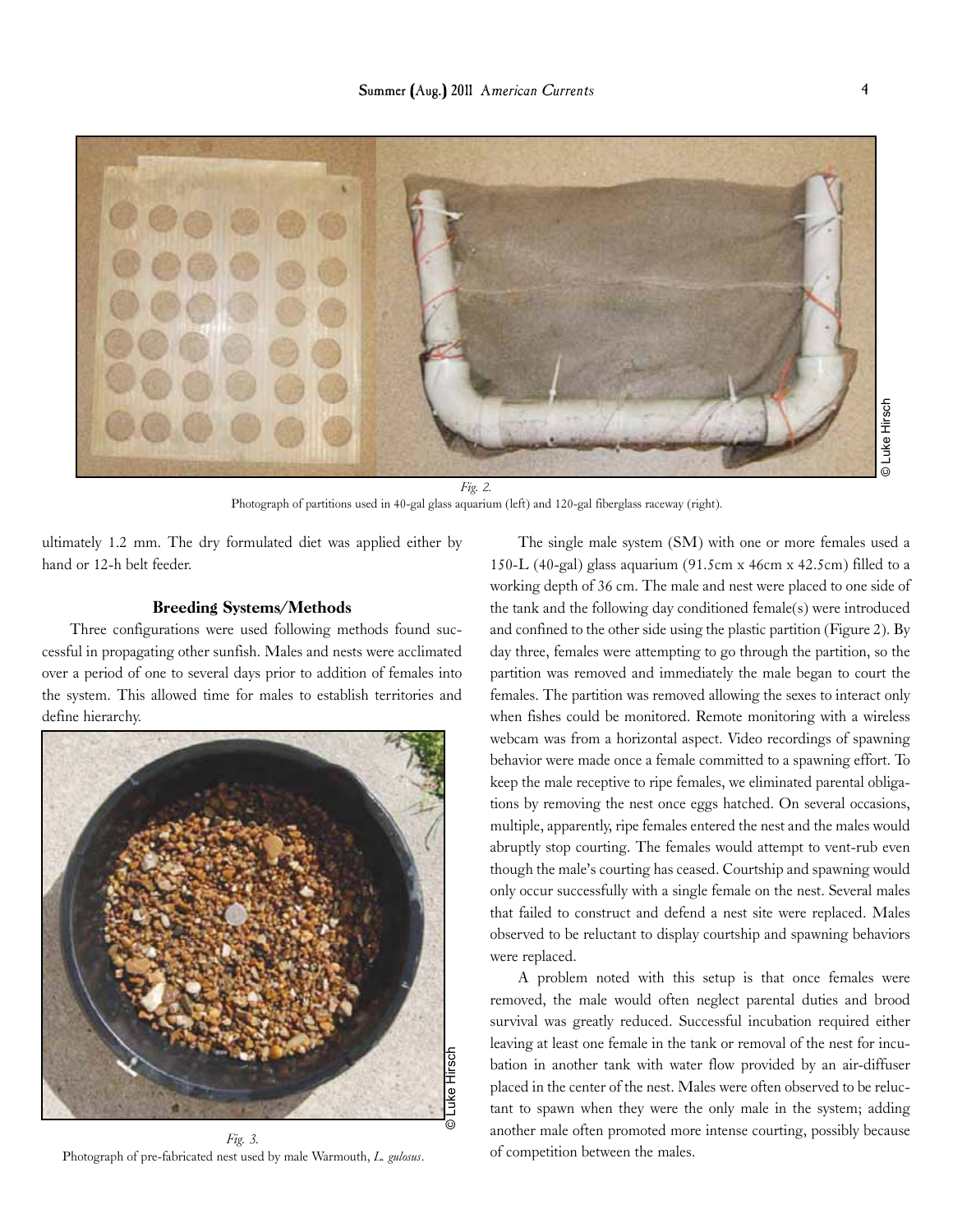*Fig. 2.*
Photograph of partitions used in 40-gal glass aquarium (left) and 120-gal fiberglass raceway (right).

ultimately 1.2 mm. The dry formulated diet was applied either by hand or 12-h belt feeder.

### Breeding Systems/Methods

Three configurations were used following methods found successful in propagating other sunfish. Males and nests were acclimated over a period of one to several days prior to addition of females into the system. This allowed time for males to establish territories and define hierarchy.

*Fig. 3.*
Photograph of pre-fabricated nest used by male Warmouth, *L. gulosus*.

The single male system (SM) with one or more females used a 150-L (40-gal) glass aquarium (91.5cm x 46cm x 42.5cm) filled to a working depth of 36 cm. The male and nest were placed to one side of the tank and the following day conditioned female(s) were introduced and confined to the other side using the plastic partition (Figure 2). By day three, females were attempting to go through the partition, so the partition was removed and immediately the male began to court the females. The partition was removed allowing the sexes to interact only when fishes could be monitored. Remote monitoring with a wireless webcam was from a horizontal aspect. Video recordings of spawning behavior were made once a female committed to a spawning effort. To keep the male receptive to ripe females, we eliminated parental obligations by removing the nest once eggs hatched. On several occasions, multiple, apparently, ripe females entered the nest and the males would abruptly stop courting. The females would attempt to vent-rub even though the male's courting has ceased. Courtship and spawning would only occur successfully with a single female on the nest. Several males that failed to construct and defend a nest site were replaced. Males observed to be reluctant to display courtship and spawning behaviors were replaced.

A problem noted with this setup is that once females were removed, the male would often neglect parental duties and brood survival was greatly reduced. Successful incubation required either leaving at least one female in the tank or removal of the nest for incubation in another tank with water flow provided by an air-diffuser placed in the center of the nest. Males were often observed to be reluctant to spawn when they were the only male in the system; adding another male often promoted more intense courting, possibly because of competition between the males.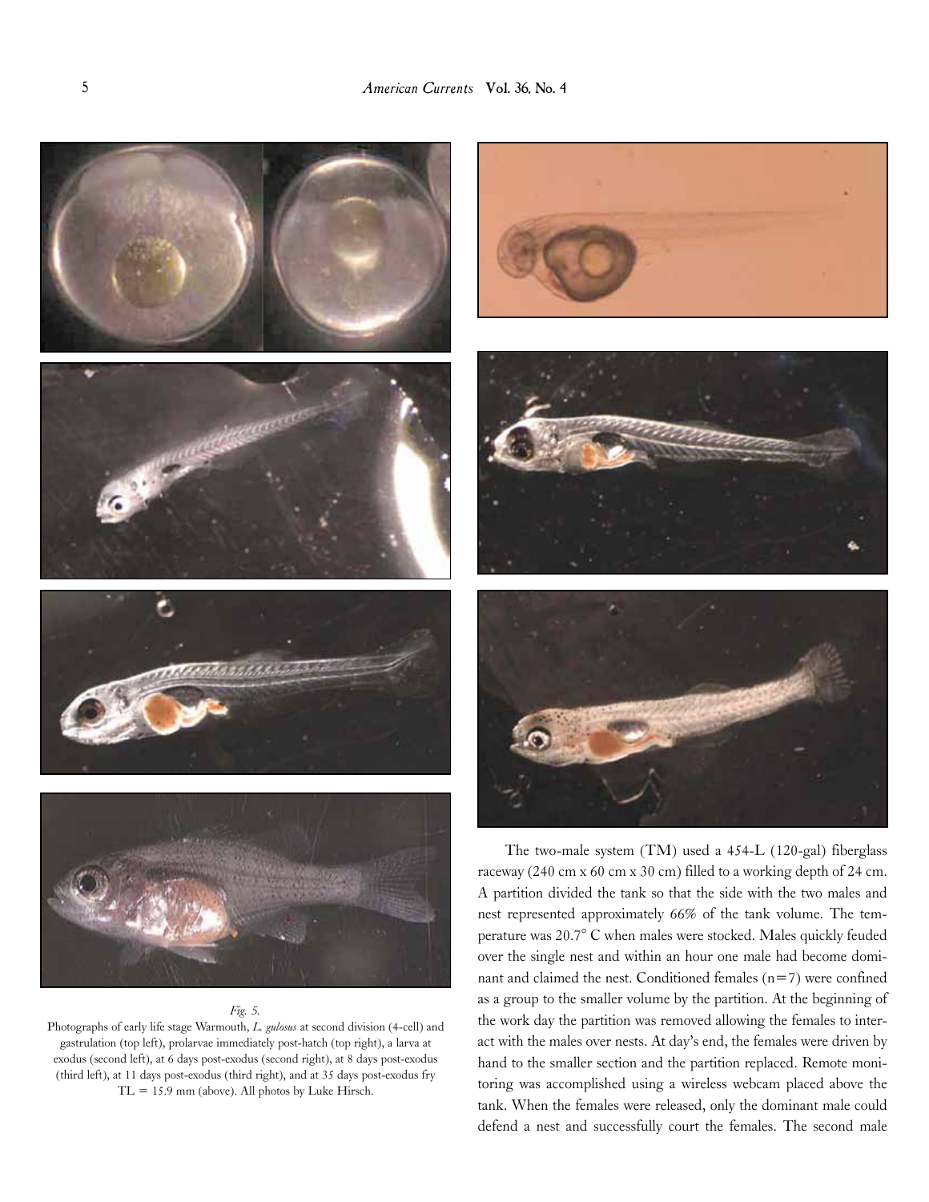*Fig. 5.*
Photographs of early life stage Warmouth, *L. gulosus* at second division (4-cell) and gastrulation (top left), prolarvae immediately post-hatch (top right), a larva at exodus (second left), at 6 days post-exodus (second right), at 8 days post-exodus (third left), at 11 days post-exodus (third right), and at 35 days post-exodus fry TL = 15.9 mm (above). All photos by Luke Hirsch.

The two-male system (TM) used a 454-L (120-gal) fiberglass raceway (240 cm x 60 cm x 30 cm) filled to a working depth of 24 cm. A partition divided the tank so that the side with the two males and nest represented approximately 66% of the tank volume. The temperature was 20.7° C when males were stocked. Males quickly feuded over the single nest and within an hour one male had become dominant and claimed the nest. Conditioned females (n=7) were confined as a group to the smaller volume by the partition. At the beginning of the work day the partition was removed allowing the females to interact with the males over nests. At day's end, the females were driven by hand to the smaller section and the partition replaced. Remote monitoring was accomplished using a wireless webcam placed above the tank. When the females were released, only the dominant male could defend a nest and successfully court the females. The second male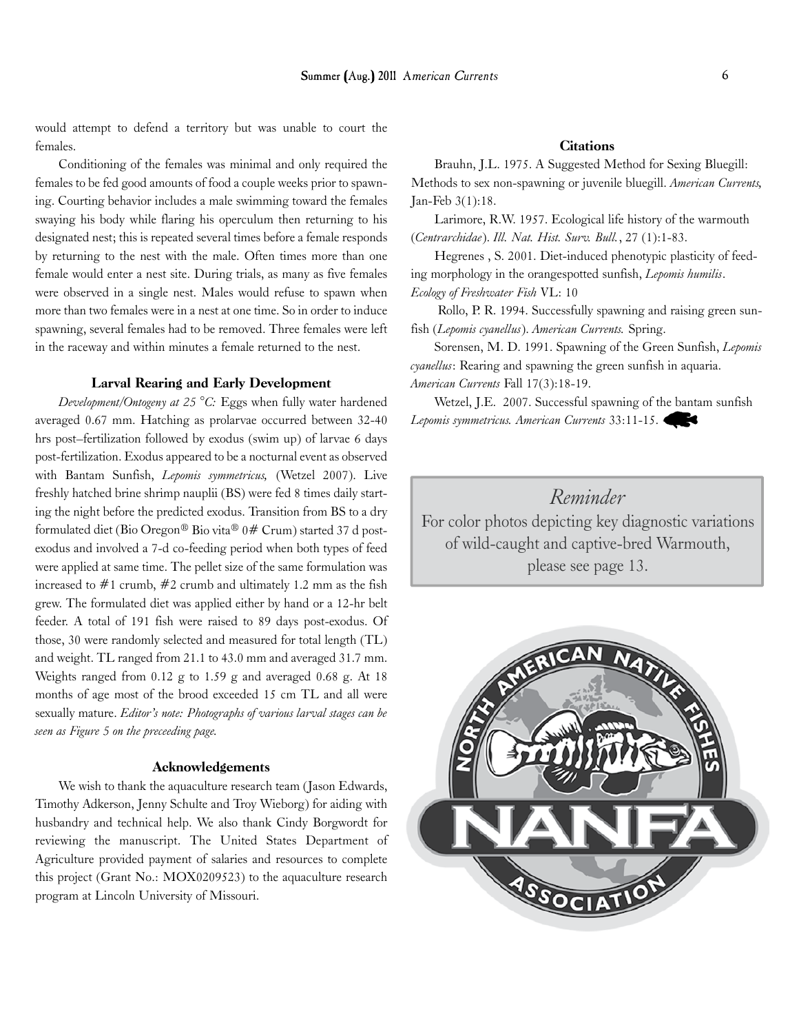would attempt to defend a territory but was unable to court the females.

Conditioning of the females was minimal and only required the females to be fed good amounts of food a couple weeks prior to spawning. Courting behavior includes a male swimming toward the females swaying his body while flaring his operculum then returning to his designated nest; this is repeated several times before a female responds by returning to the nest with the male. Often times more than one female would enter a nest site. During trials, as many as five females were observed in a single nest. Males would refuse to spawn when more than two females were in a nest at one time. So in order to induce spawning, several females had to be removed. Three females were left in the raceway and within minutes a female returned to the nest.

### Larval Rearing and Early Development

*Development/Ontogeny at 25 °C:* Eggs when fully water hardened averaged 0.67 mm. Hatching as prolarvae occurred between 32-40 hrs post–fertilization followed by exodus (swim up) of larvae 6 days post-fertilization. Exodus appeared to be a nocturnal event as observed with Bantam Sunfish, *Lepomis symmetricus,* (Wetzel 2007). Live freshly hatched brine shrimp nauplii (BS) were fed 8 times daily starting the night before the predicted exodus. Transition from BS to a dry formulated diet (Bio Oregon® Bio vita® 0# Crum) started 37 d post-exodus and involved a 7-d co-feeding period when both types of feed were applied at same time. The pellet size of the same formulation was increased to #1 crumb, #2 crumb and ultimately 1.2 mm as the fish grew. The formulated diet was applied either by hand or a 12-hr belt feeder. A total of 191 fish were raised to 89 days post-exodus. Of those, 30 were randomly selected and measured for total length (TL) and weight. TL ranged from 21.1 to 43.0 mm and averaged 31.7 mm. Weights ranged from 0.12 g to 1.59 g and averaged 0.68 g. At 18 months of age most of the brood exceeded 15 cm TL and all were sexually mature. *Editor's note: Photographs of various larval stages can be seen as Figure 5 on the preceeding page.*

### Acknowledgements

We wish to thank the aquaculture research team (Jason Edwards, Timothy Adkerson, Jenny Schulte and Troy Wieborg) for aiding with husbandry and technical help. We also thank Cindy Borgwordt for reviewing the manuscript. The United States Department of Agriculture provided payment of salaries and resources to complete this project (Grant No.: MOX0209523) to the aquaculture research program at Lincoln University of Missouri.

### Citations

Brauhn, J.L. 1975. A Suggested Method for Sexing Bluegill: Methods to sex non-spawning or juvenile bluegill. *American Currents,* Jan-Feb 3(1):18.

Larimore, R.W. 1957. Ecological life history of the warmouth (*Centrarchidae*). *Ill. Nat. Hist. Surv. Bull.*, 27 (1):1-83.

Hegrenes , S. 2001. Diet-induced phenotypic plasticity of feeding morphology in the orangespotted sunfish, *Lepomis humilis*. *Ecology of Freshwater Fish* VL: 10

Rollo, P. R. 1994. Successfully spawning and raising green sunfish (*Lepomis cyanellus*). *American Currents.* Spring.

Sorensen, M. D. 1991. Spawning of the Green Sunfish, *Lepomis cyanellus*: Rearing and spawning the green sunfish in aquaria. *American Currents* Fall 17(3):18-19.

Wetzel, J.E. 2007. Successful spawning of the bantam sunfish *Lepomis symmetricus. American Currents* 33:11-15.

*Reminder*

For color photos depicting key diagnostic variations of wild-caught and captive-bred Warmouth, please see page 13.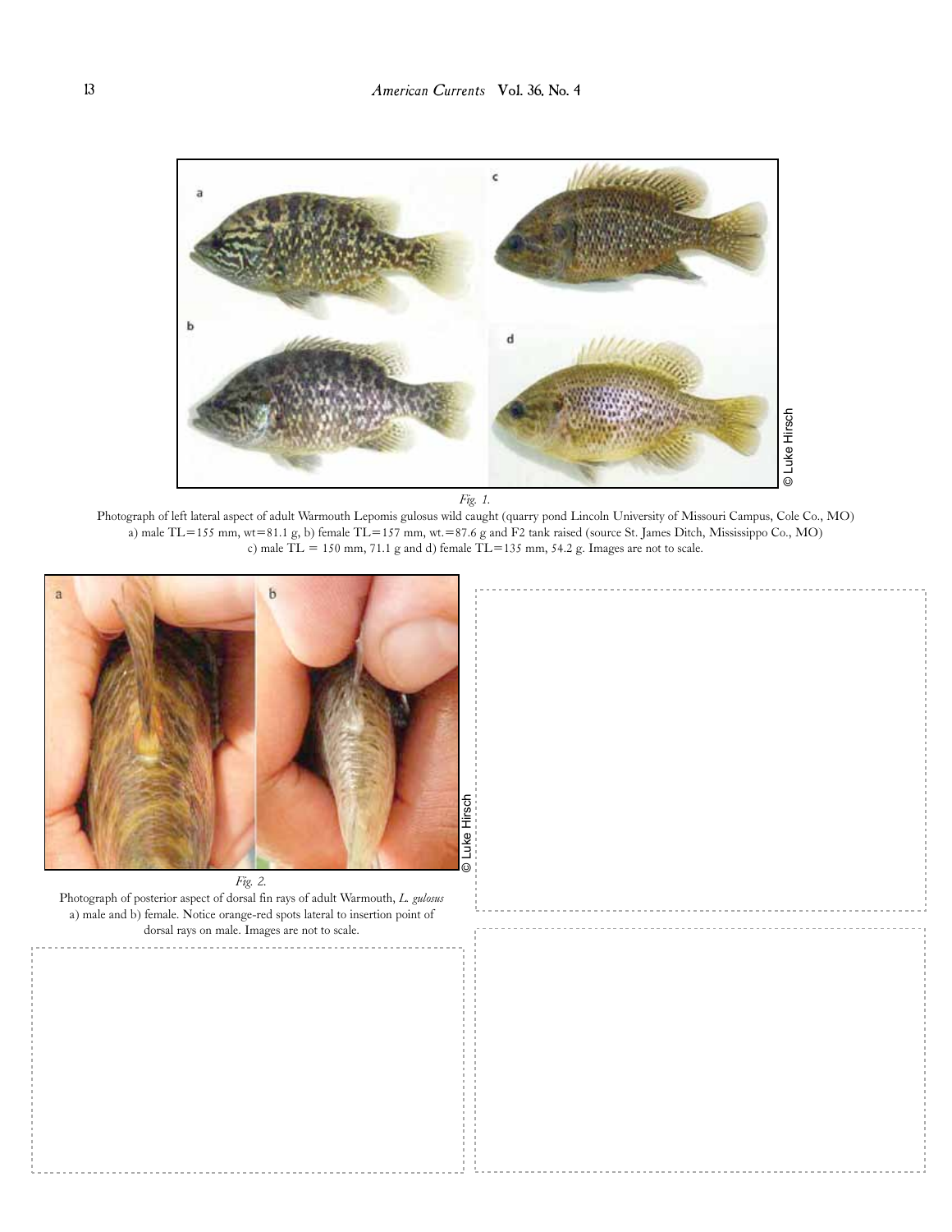*Fig. 1.*

Photograph of left lateral aspect of adult Warmouth Lepomis gulosus wild caught (quarry pond Lincoln University of Missouri Campus, Cole Co., MO) a) male TL=155 mm, wt=81.1 g, b) female TL=157 mm, wt.=87.6 g and F2 tank raised (source St. James Ditch, Mississippo Co., MO) c) male TL = 150 mm, 71.1 g and d) female TL=135 mm, 54.2 g. Images are not to scale.

*Fig. 2.*

Photograph of posterior aspect of dorsal fin rays of adult Warmouth, *L. gulosus* a) male and b) female. Notice orange-red spots lateral to insertion point of dorsal rays on male. Images are not to scale.